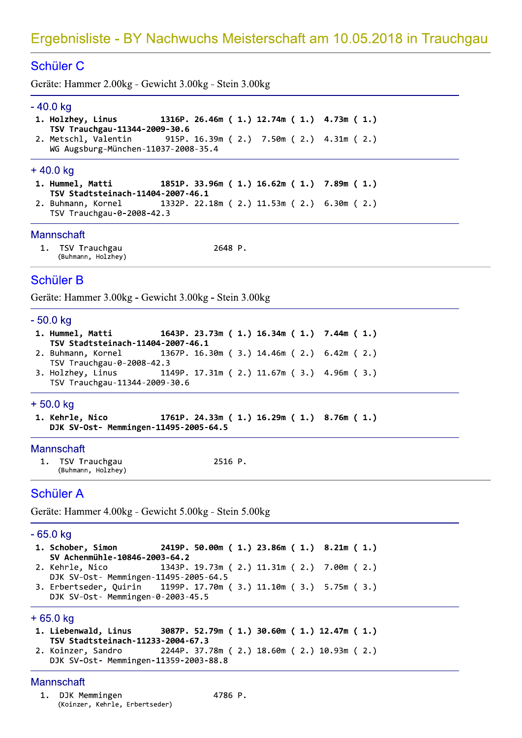# Ergebnisliste - BY Nachwuchs Meisterschaft am 10.05.2018 in Trauchgau

## Schüler C

Geräte: Hammer 2.00kg - Gewicht 3.00kg - Stein 3.00kg

### - 40.0 kg

```
 1. Holzhey, Linus         1316P. 26.46m ( 1.) 12.74m ( 1.)  4.73m ( 1.)
    TSV Trauchgau-11344-2009-30.6
 2. Metschl, Valentin       915P. 16.39m ( 2.)  7.50m ( 2.)  4.31m ( 2.)
    WG Augsburg-München-11037-2008-35.4
```

### + 40.0 kg

```
 1. Hummel, Matti          1851P. 33.96m ( 1.) 16.62m ( 1.)  7.89m ( 1.)
    TSV Stadtsteinach-11404-2007-46.1
 2. Buhmann, Kornel        1332P. 22.18m ( 2.) 11.53m ( 2.)  6.30m ( 2.)
    TSV Trauchgau-0-2008-42.3
```

### Mannschaft

```
 1.  TSV Trauchgau                   2648 P.
     (Buhmann, Holzhey)
```

## Schüler B

Geräte: Hammer 3.00kg - Gewicht 3.00kg - Stein 3.00kg

### - 50.0 kg

```
 1. Hummel, Matti          1643P. 23.73m ( 1.) 16.34m ( 1.)  7.44m ( 1.)
    TSV Stadtsteinach-11404-2007-46.1
 2. Buhmann, Kornel        1367P. 16.30m ( 3.) 14.46m ( 2.)  6.42m ( 2.)
    TSV Trauchgau-0-2008-42.3
 3. Holzhey, Linus         1149P. 17.31m ( 2.) 11.67m ( 3.)  4.96m ( 3.)
    TSV Trauchgau-11344-2009-30.6
```

### + 50.0 kg

```
 1. Kehrle, Nico           1761P. 24.33m ( 1.) 16.29m ( 1.)  8.76m ( 1.)
    DJK SV-Ost- Memmingen-11495-2005-64.5
```

### Mannschaft

```
 1.  TSV Trauchgau                   2516 P.
     (Buhmann, Holzhey)
```

## Schüler A

Geräte: Hammer 4.00kg - Gewicht 5.00kg - Stein 5.00kg

### - 65.0 kg

```
 1. Schober, Simon         2419P. 50.00m ( 1.) 23.86m ( 1.)  8.21m ( 1.)
    SV Achenmühle-10846-2003-64.2
 2. Kehrle, Nico           1343P. 19.73m ( 2.) 11.31m ( 2.)  7.00m ( 2.)
    DJK SV-Ost- Memmingen-11495-2005-64.5
 3. Erbertseder, Quirin    1199P. 17.70m ( 3.) 11.10m ( 3.)  5.75m ( 3.)
    DJK SV-Ost- Memmingen-0-2003-45.5
```

### + 65.0 kg

```
 1. Liebenwald, Linus      3087P. 52.79m ( 1.) 30.60m ( 1.) 12.47m ( 1.)
    TSV Stadtsteinach-11233-2004-67.3
 2. Koinzer, Sandro        2244P. 37.78m ( 2.) 18.60m ( 2.) 10.93m ( 2.)
    DJK SV-Ost- Memmingen-11359-2003-88.8
```

### Mannschaft

```
 1.  DJK Memmingen                   4786 P.
     (Koinzer, Kehrle, Erbertseder)
```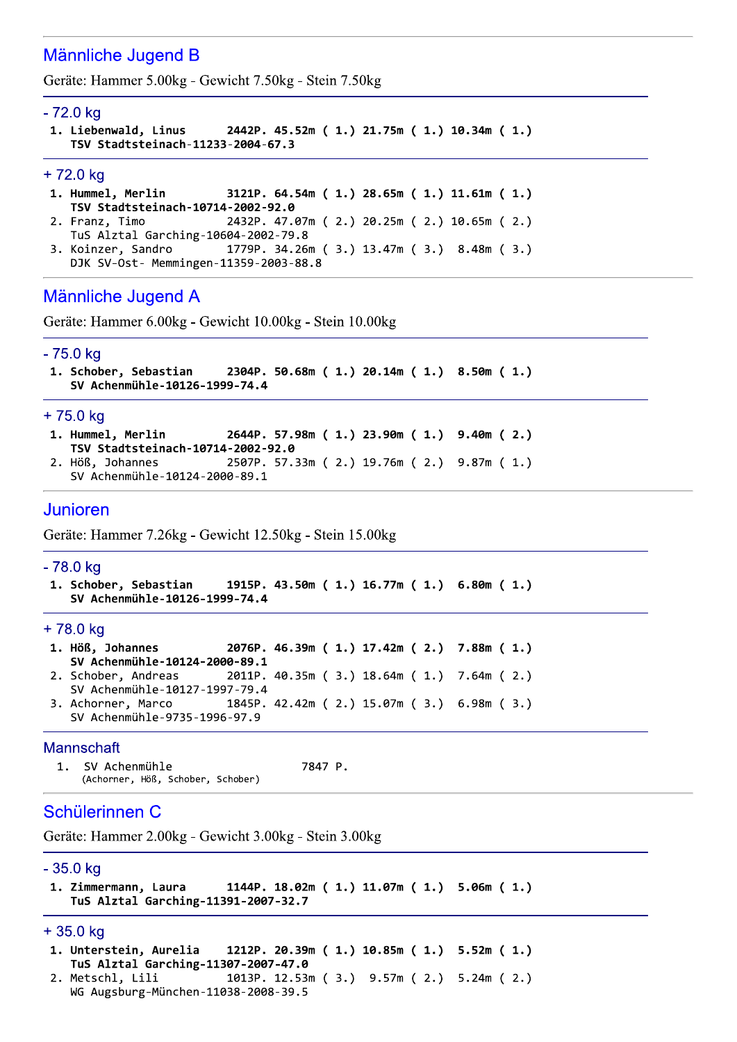## Männliche Jugend B

Geräte: Hammer 5.00kg - Gewicht 7.50kg - Stein 7.50kg

### - 72.0 kg

```
1. Liebenwald, Linus      2442P. 45.52m ( 1.) 21.75m ( 1.) 10.34m ( 1.)
   TSV Stadtsteinach-11233-2004-67.3
```

### + 72.0 kg

```
1. Hummel, Merlin         3121P. 64.54m ( 1.) 28.65m ( 1.) 11.61m ( 1.)
   TSV Stadtsteinach-10714-2002-92.0
2. Franz, Timo            2432P. 47.07m ( 2.) 20.25m ( 2.) 10.65m ( 2.)
   TuS Alztal Garching-10604-2002-79.8
3. Koinzer, Sandro        1779P. 34.26m ( 3.) 13.47m ( 3.)  8.48m ( 3.)
   DJK SV-Ost- Memmingen-11359-2003-88.8
```

## Männliche Jugend A

Geräte: Hammer 6.00kg - Gewicht 10.00kg - Stein 10.00kg

### - 75.0 kg

```
1. Schober, Sebastian     2304P. 50.68m ( 1.) 20.14m ( 1.)  8.50m ( 1.)
   SV Achenmühle-10126-1999-74.4
```

### + 75.0 kg

```
1. Hummel, Merlin         2644P. 57.98m ( 1.) 23.90m ( 1.)  9.40m ( 2.)
   TSV Stadtsteinach-10714-2002-92.0
2. Höß, Johannes          2507P. 57.33m ( 2.) 19.76m ( 2.)  9.87m ( 1.)
   SV Achenmühle-10124-2000-89.1
```

## Junioren

Geräte: Hammer 7.26kg - Gewicht 12.50kg - Stein 15.00kg

### - 78.0 kg

```
1. Schober, Sebastian     1915P. 43.50m ( 1.) 16.77m ( 1.)  6.80m ( 1.)
   SV Achenmühle-10126-1999-74.4
```

### + 78.0 kg

```
1. Höß, Johannes          2076P. 46.39m ( 1.) 17.42m ( 2.)  7.88m ( 1.)
   SV Achenmühle-10124-2000-89.1
2. Schober, Andreas       2011P. 40.35m ( 3.) 18.64m ( 1.)  7.64m ( 2.)
   SV Achenmühle-10127-1997-79.4
3. Achorner, Marco        1845P. 42.42m ( 2.) 15.07m ( 3.)  6.98m ( 3.)
   SV Achenmühle-9735-1996-97.9
```

### Mannschaft

```
1.  SV Achenmühle                    7847 P.
    (Achorner, Höß, Schober, Schober)
```

## Schülerinnen C

Geräte: Hammer 2.00kg - Gewicht 3.00kg - Stein 3.00kg

### - 35.0 kg

```
1. Zimmermann, Laura      1144P. 18.02m ( 1.) 11.07m ( 1.)  5.06m ( 1.)
   TuS Alztal Garching-11391-2007-32.7
```

### + 35.0 kg

```
1. Unterstein, Aurelia    1212P. 20.39m ( 1.) 10.85m ( 1.)  5.52m ( 1.)
   TuS Alztal Garching-11307-2007-47.0
2. Metschl, Lili          1013P. 12.53m ( 3.)  9.57m ( 2.)  5.24m ( 2.)
   WG Augsburg-München-11038-2008-39.5
```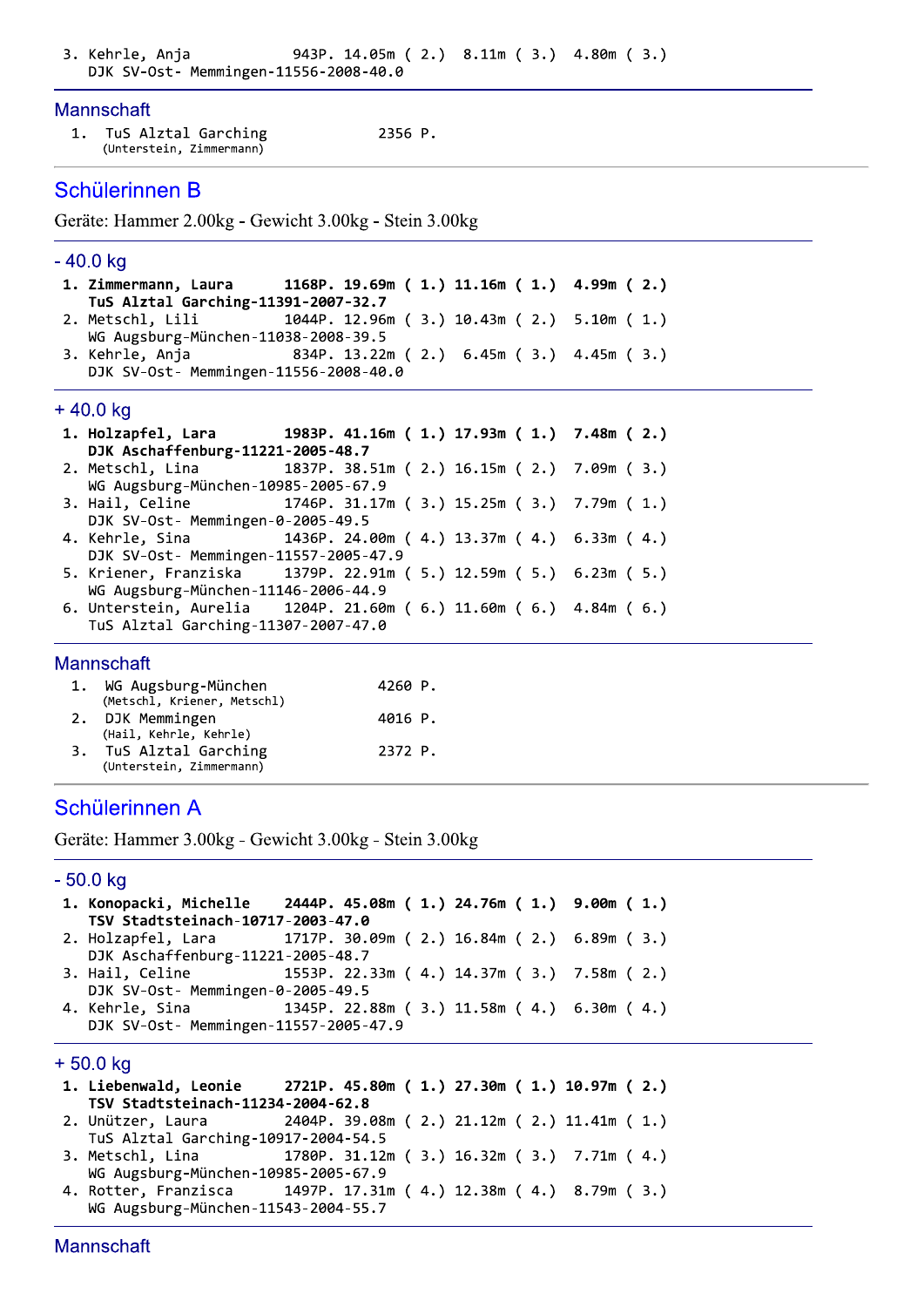```
3. Kehrle, Anja           943P. 14.05m ( 2.)  8.11m ( 3.)  4.80m ( 3.)
   DJK SV-Ost- Memmingen-11556-2008-40.0
```

### Mannschaft

```
1.  TuS Alztal Garching           2356 P.
    (Unterstein, Zimmermann)
```

## Schülerinnen B

Geräte: Hammer 2.00kg - Gewicht 3.00kg - Stein 3.00kg

### - 40.0 kg

```
1. Zimmermann, Laura      1168P. 19.69m ( 1.) 11.16m ( 1.)  4.99m ( 2.)
   TuS Alztal Garching-11391-2007-32.7
2. Metschl, Lili          1044P. 12.96m ( 3.) 10.43m ( 2.)  5.10m ( 1.)
   WG Augsburg-München-11038-2008-39.5
3. Kehrle, Anja            834P. 13.22m ( 2.)  6.45m ( 3.)  4.45m ( 3.)
   DJK SV-Ost- Memmingen-11556-2008-40.0
```

### + 40.0 kg

```
1. Holzapfel, Lara        1983P. 41.16m ( 1.) 17.93m ( 1.)  7.48m ( 2.)
   DJK Aschaffenburg-11221-2005-48.7
2. Metschl, Lina          1837P. 38.51m ( 2.) 16.15m ( 2.)  7.09m ( 3.)
   WG Augsburg-München-10985-2005-67.9
3. Hail, Celine           1746P. 31.17m ( 3.) 15.25m ( 3.)  7.79m ( 1.)
   DJK SV-Ost- Memmingen-0-2005-49.5
4. Kehrle, Sina           1436P. 24.00m ( 4.) 13.37m ( 4.)  6.33m ( 4.)
   DJK SV-Ost- Memmingen-11557-2005-47.9
5. Kriener, Franziska     1379P. 22.91m ( 5.) 12.59m ( 5.)  6.23m ( 5.)
   WG Augsburg-München-11146-2006-44.9
6. Unterstein, Aurelia    1204P. 21.60m ( 6.) 11.60m ( 6.)  4.84m ( 6.)
   TuS Alztal Garching-11307-2007-47.0
```

### Mannschaft

```
1.  WG Augsburg-München           4260 P.
    (Metschl, Kriener, Metschl)
2.  DJK Memmingen                 4016 P.
    (Hail, Kehrle, Kehrle)
3.  TuS Alztal Garching           2372 P.
    (Unterstein, Zimmermann)
```

## Schülerinnen A

Geräte: Hammer 3.00kg - Gewicht 3.00kg - Stein 3.00kg

### - 50.0 kg

```
1. Konopacki, Michelle    2444P. 45.08m ( 1.) 24.76m ( 1.)  9.00m ( 1.)
   TSV Stadtsteinach-10717-2003-47.0
2. Holzapfel, Lara        1717P. 30.09m ( 2.) 16.84m ( 2.)  6.89m ( 3.)
   DJK Aschaffenburg-11221-2005-48.7
3. Hail, Celine           1553P. 22.33m ( 4.) 14.37m ( 3.)  7.58m ( 2.)
   DJK SV-Ost- Memmingen-0-2005-49.5
4. Kehrle, Sina           1345P. 22.88m ( 3.) 11.58m ( 4.)  6.30m ( 4.)
   DJK SV-Ost- Memmingen-11557-2005-47.9
```

### + 50.0 kg

```
1. Liebenwald, Leonie     2721P. 45.80m ( 1.) 27.30m ( 1.) 10.97m ( 2.)
   TSV Stadtsteinach-11234-2004-62.8
2. Unützer, Laura         2404P. 39.08m ( 2.) 21.12m ( 2.) 11.41m ( 1.)
   TuS Alztal Garching-10917-2004-54.5
3. Metschl, Lina          1780P. 31.12m ( 3.) 16.32m ( 3.)  7.71m ( 4.)
   WG Augsburg-München-10985-2005-67.9
4. Rotter, Franzisca      1497P. 17.31m ( 4.) 12.38m ( 4.)  8.79m ( 3.)
   WG Augsburg-München-11543-2004-55.7
```

### Mannschaft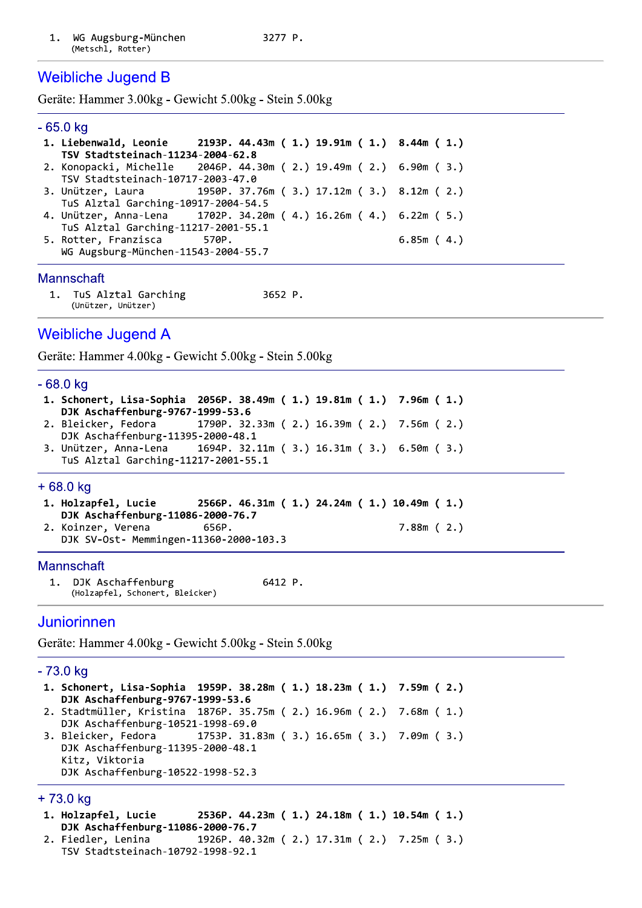```
1.  WG Augsburg-München          3277 P.
    (Metschl, Rotter)
```

## Weibliche Jugend B

Geräte: Hammer 3.00kg - Gewicht 5.00kg - Stein 5.00kg

### - 65.0 kg

```
1. Liebenwald, Leonie      2193P. 44.43m ( 1.) 19.91m ( 1.)  8.44m ( 1.)
   TSV Stadtsteinach-11234-2004-62.8
2. Konopacki, Michelle     2046P. 44.30m ( 2.) 19.49m ( 2.)  6.90m ( 3.)
   TSV Stadtsteinach-10717-2003-47.0
3. Unützer, Laura          1950P. 37.76m ( 3.) 17.12m ( 3.)  8.12m ( 2.)
   TuS Alztal Garching-10917-2004-54.5
4. Unützer, Anna-Lena      1702P. 34.20m ( 4.) 16.26m ( 4.)  6.22m ( 5.)
   TuS Alztal Garching-11217-2001-55.1
5. Rotter, Franzisca        570P.                             6.85m ( 4.)
   WG Augsburg-München-11543-2004-55.7
```

### Mannschaft

```
1.  TuS Alztal Garching          3652 P.
    (Unützer, Unützer)
```

## Weibliche Jugend A

Geräte: Hammer 4.00kg - Gewicht 5.00kg - Stein 5.00kg

### - 68.0 kg

```
1. Schonert, Lisa-Sophia  2056P. 38.49m ( 1.) 19.81m ( 1.)  7.96m ( 1.)
   DJK Aschaffenburg-9767-1999-53.6
2. Bleicker, Fedora        1790P. 32.33m ( 2.) 16.39m ( 2.)  7.56m ( 2.)
   DJK Aschaffenburg-11395-2000-48.1
3. Unützer, Anna-Lena      1694P. 32.11m ( 3.) 16.31m ( 3.)  6.50m ( 3.)
   TuS Alztal Garching-11217-2001-55.1
```

### + 68.0 kg

```
1. Holzapfel, Lucie        2566P. 46.31m ( 1.) 24.24m ( 1.) 10.49m ( 1.)
   DJK Aschaffenburg-11086-2000-76.7
2. Koinzer, Verena          656P.                             7.88m ( 2.)
   DJK SV-Ost- Memmingen-11360-2000-103.3
```

### Mannschaft

```
1.  DJK Aschaffenburg            6412 P.
    (Holzapfel, Schonert, Bleicker)
```

## Juniorinnen

Geräte: Hammer 4.00kg - Gewicht 5.00kg - Stein 5.00kg

### - 73.0 kg

```
1. Schonert, Lisa-Sophia  1959P. 38.28m ( 1.) 18.23m ( 1.)  7.59m ( 2.)
   DJK Aschaffenburg-9767-1999-53.6
2. Stadtmüller, Kristina  1876P. 35.75m ( 2.) 16.96m ( 2.)  7.68m ( 1.)
   DJK Aschaffenburg-10521-1998-69.0
3. Bleicker, Fedora        1753P. 31.83m ( 3.) 16.65m ( 3.)  7.09m ( 3.)
   DJK Aschaffenburg-11395-2000-48.1
   Kitz, Viktoria
   DJK Aschaffenburg-10522-1998-52.3
```

### + 73.0 kg

```
1. Holzapfel, Lucie        2536P. 44.23m ( 1.) 24.18m ( 1.) 10.54m ( 1.)
   DJK Aschaffenburg-11086-2000-76.7
2. Fiedler, Lenina         1926P. 40.32m ( 2.) 17.31m ( 2.)  7.25m ( 3.)
   TSV Stadtsteinach-10792-1998-92.1
```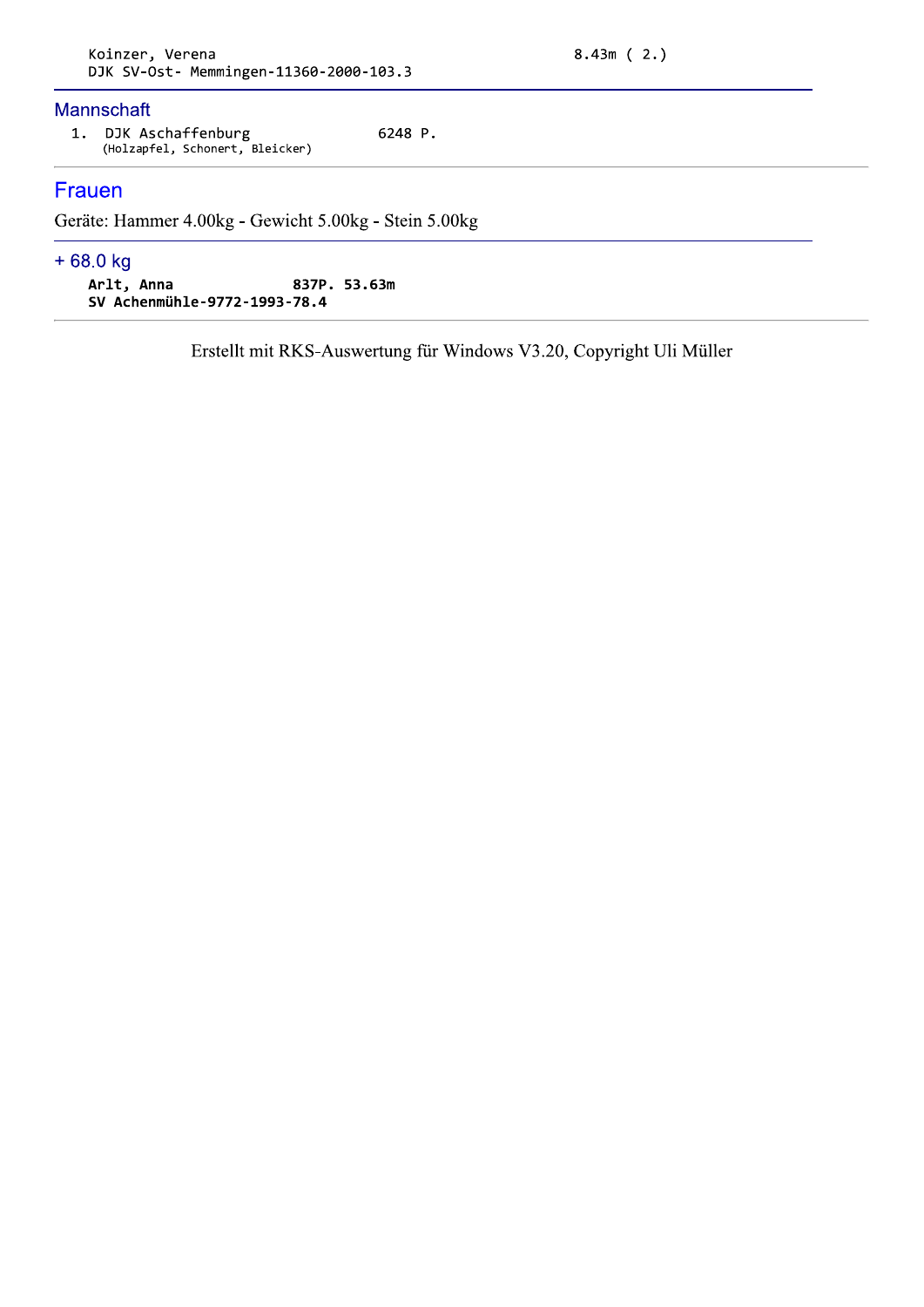Koinzer, Verena 8.43m ( 2.)
DJK SV-Ost- Memmingen-11360-2000-103.3

## Mannschaft

1. DJK Aschaffenburg 6248 P.
(Holzapfel, Schonert, Bleicker)

# Frauen

Geräte: Hammer 4.00kg - Gewicht 5.00kg - Stein 5.00kg

## + 68.0 kg

**Arlt, Anna 837P. 53.63m**
**SV Achenmühle-9772-1993-78.4**

Erstellt mit RKS-Auswertung für Windows V3.20, Copyright Uli Müller